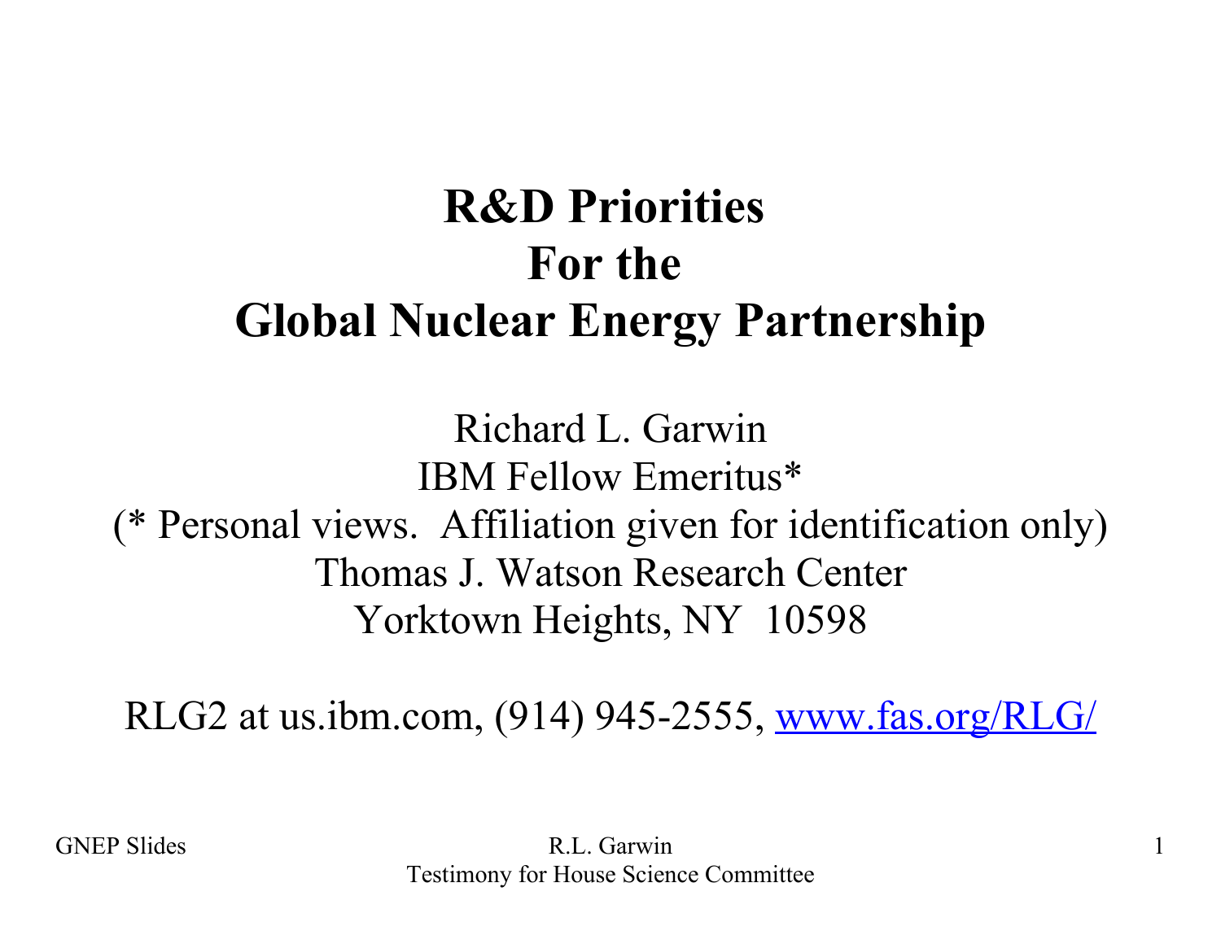# R&D Priorities For the Global Nuclear Energy Partnership

Richard L. Garwin
IBM Fellow Emeritus*
(* Personal views. Affiliation given for identification only)
Thomas J. Watson Research Center
Yorktown Heights, NY 10598

RLG2 at us.ibm.com, (914) 945-2555, www.fas.org/RLG/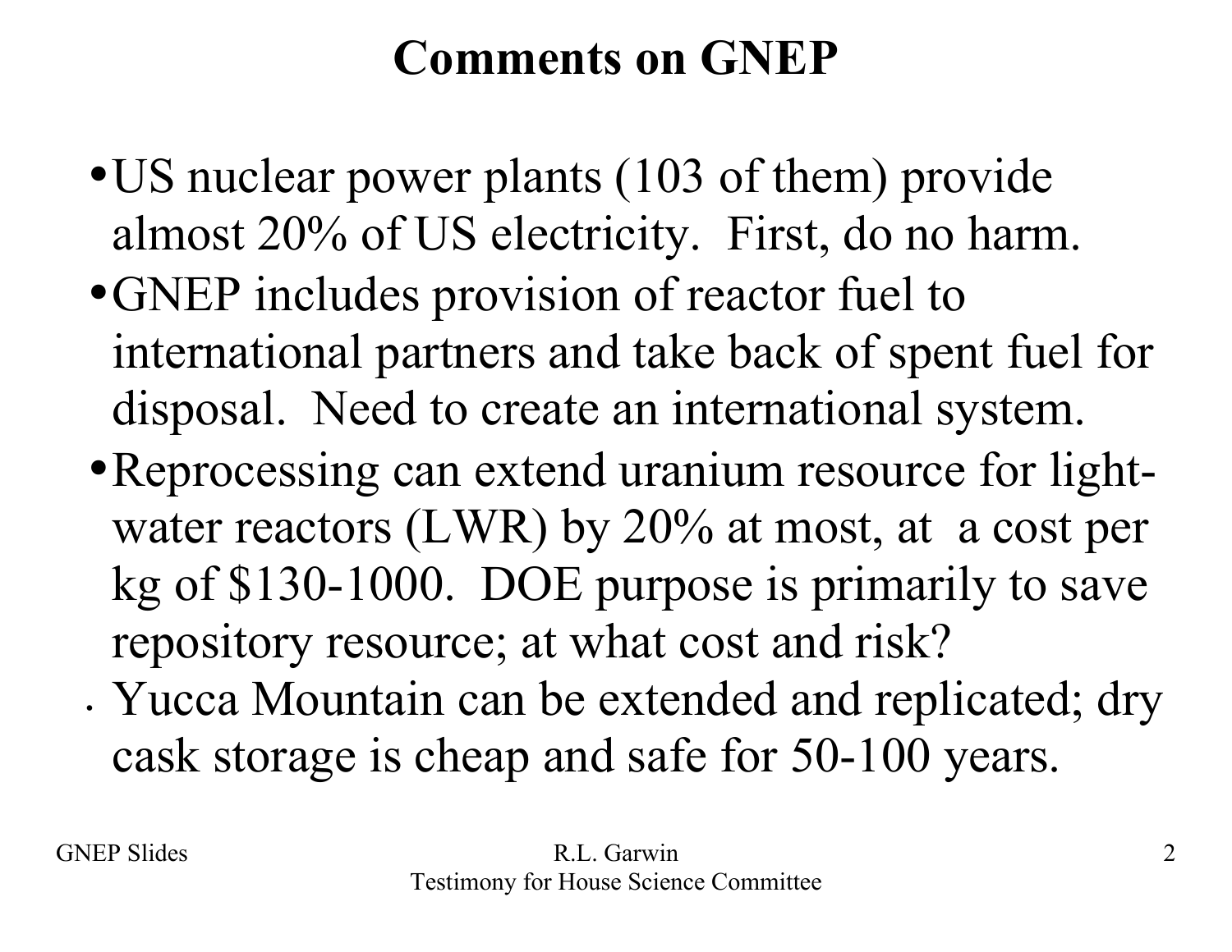# Comments on GNEP

- US nuclear power plants (103 of them) provide almost 20% of US electricity. First, do no harm.
- GNEP includes provision of reactor fuel to international partners and take back of spent fuel for disposal. Need to create an international system.
- Reprocessing can extend uranium resource for light-water reactors (LWR) by 20% at most, at a cost per kg of $130-1000. DOE purpose is primarily to save repository resource; at what cost and risk?
- Yucca Mountain can be extended and replicated; dry cask storage is cheap and safe for 50-100 years.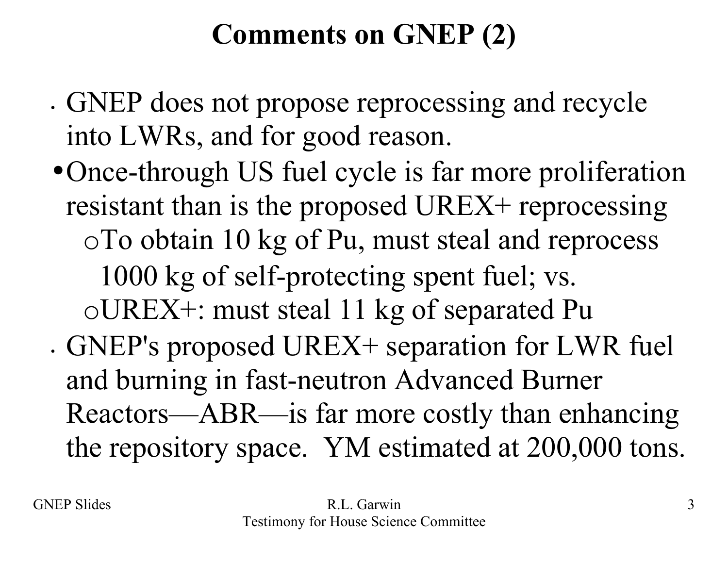# Comments on GNEP (2)

- GNEP does not propose reprocessing and recycle into LWRs, and for good reason.
- Once-through US fuel cycle is far more proliferation resistant than is the proposed UREX+ reprocessing
  - To obtain 10 kg of Pu, must steal and reprocess 1000 kg of self-protecting spent fuel; vs.
  - UREX+: must steal 11 kg of separated Pu
- GNEP's proposed UREX+ separation for LWR fuel and burning in fast-neutron Advanced Burner Reactors—ABR—is far more costly than enhancing the repository space. YM estimated at 200,000 tons.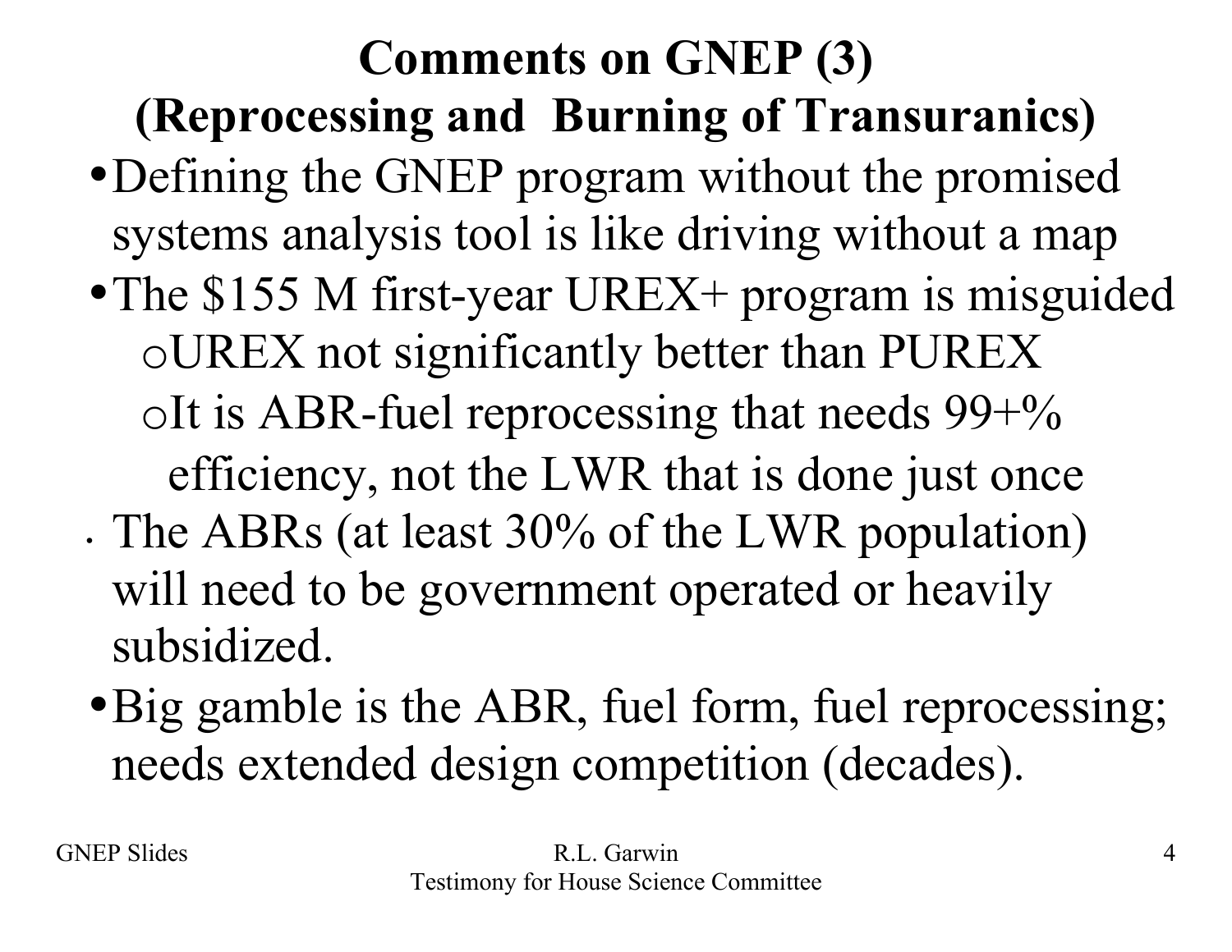# Comments on GNEP (3)
## (Reprocessing and Burning of Transuranics)

- Defining the GNEP program without the promised systems analysis tool is like driving without a map
- The $155 M first-year UREX+ program is misguided
  - UREX not significantly better than PUREX
  - It is ABR-fuel reprocessing that needs 99+% efficiency, not the LWR that is done just once
- The ABRs (at least 30% of the LWR population) will need to be government operated or heavily subsidized.
- Big gamble is the ABR, fuel form, fuel reprocessing; needs extended design competition (decades).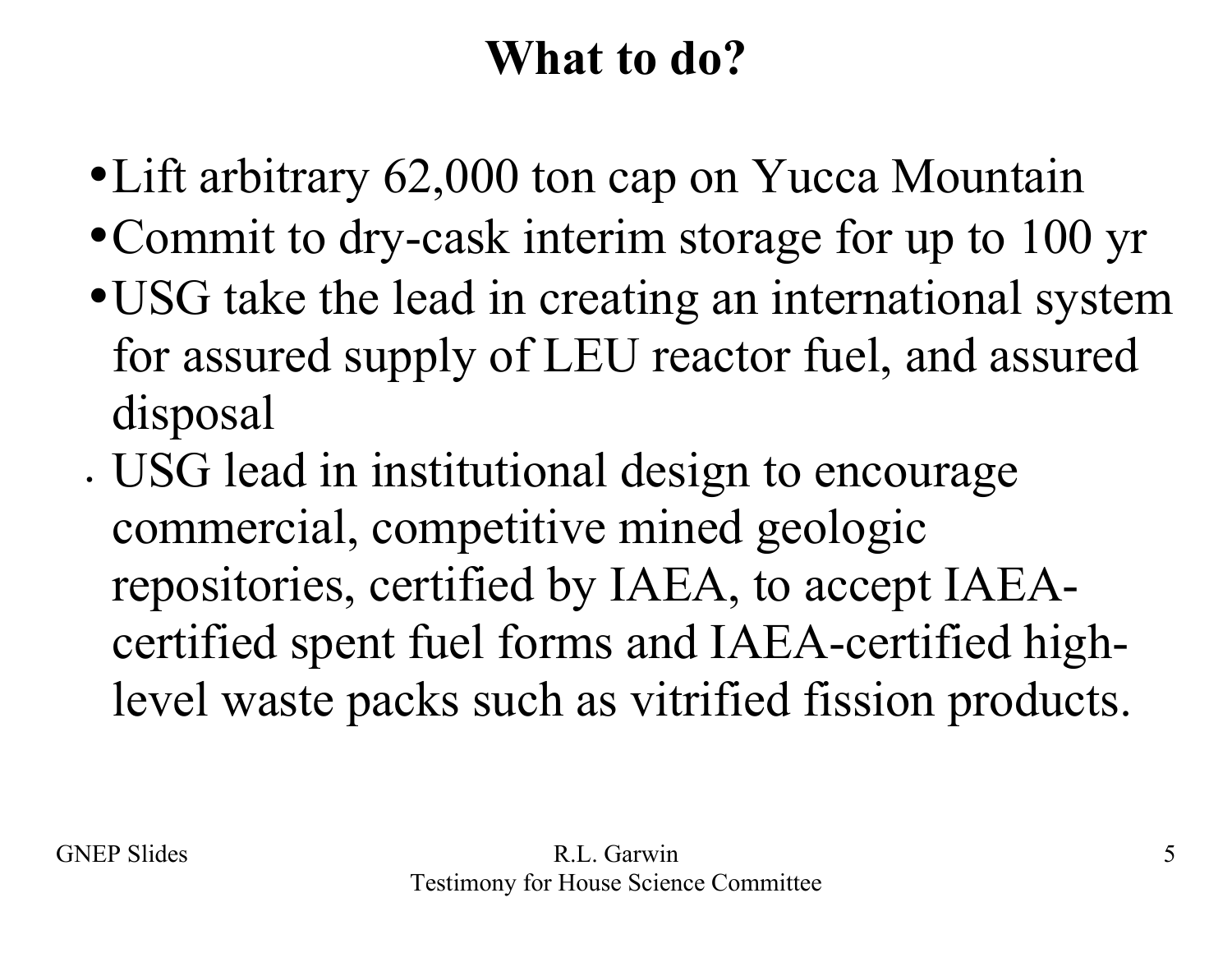# What to do?

- Lift arbitrary 62,000 ton cap on Yucca Mountain
- Commit to dry-cask interim storage for up to 100 yr
- USG take the lead in creating an international system for assured supply of LEU reactor fuel, and assured disposal
- USG lead in institutional design to encourage commercial, competitive mined geologic repositories, certified by IAEA, to accept IAEA-certified spent fuel forms and IAEA-certified high-level waste packs such as vitrified fission products.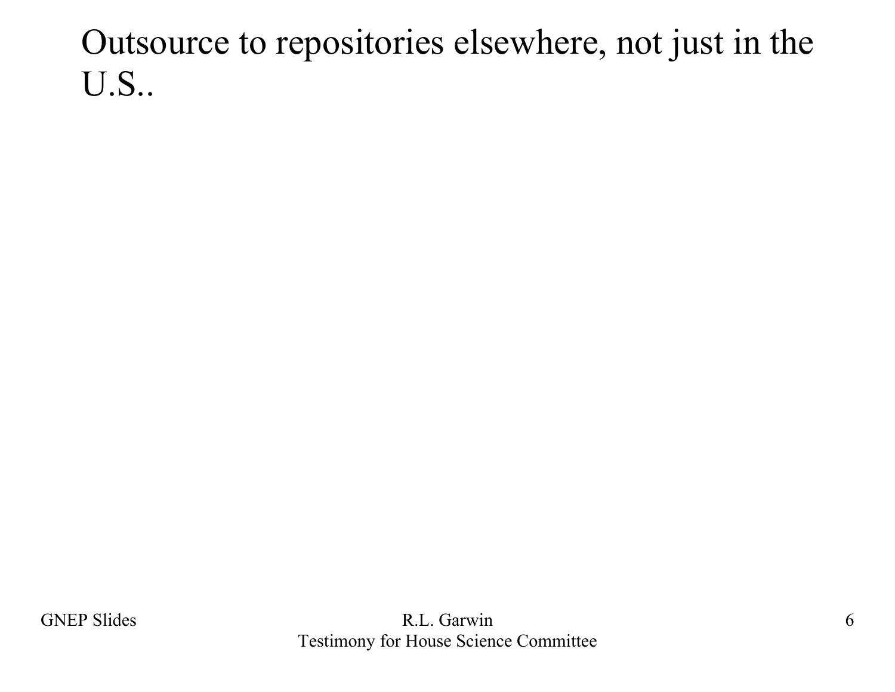Outsource to repositories elsewhere, not just in the U.S..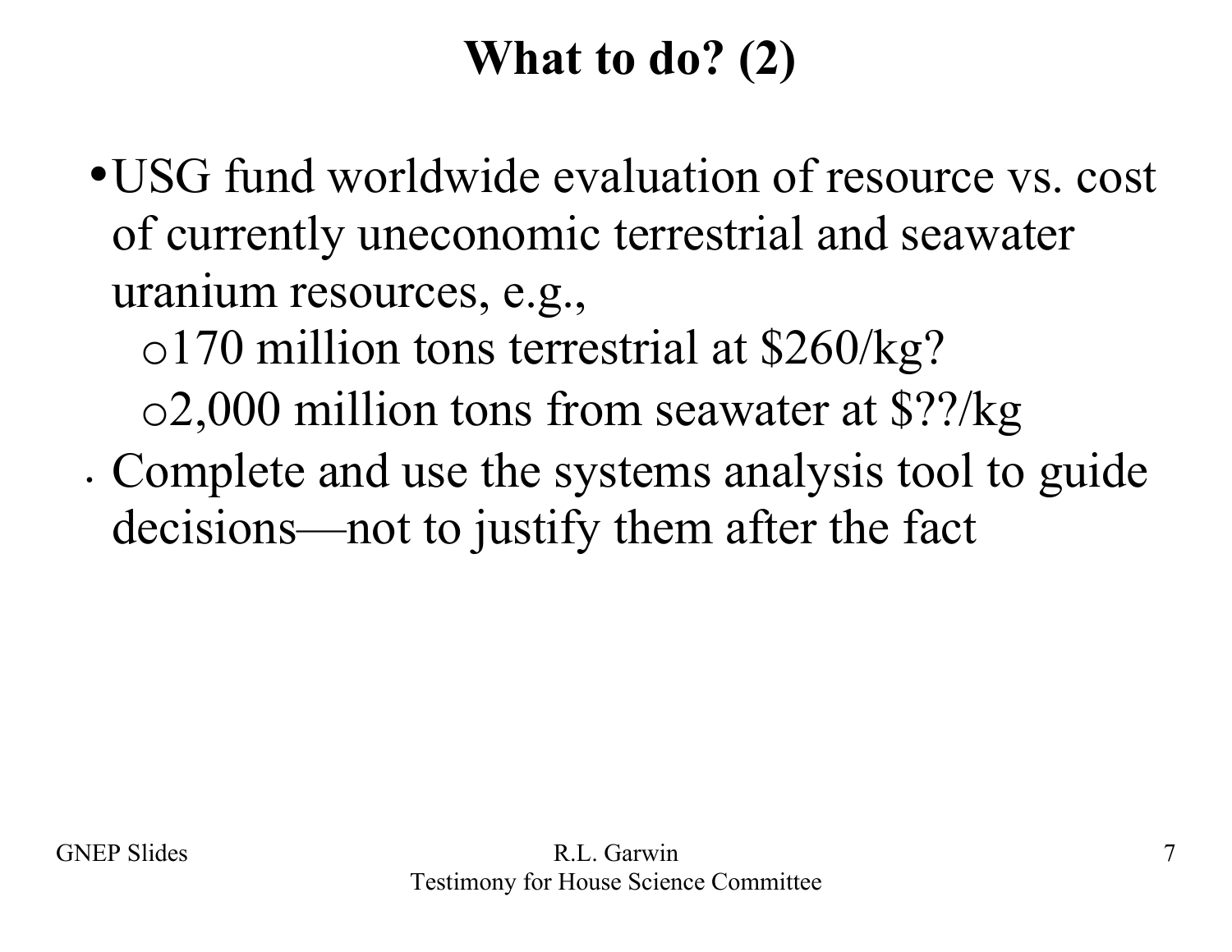# What to do? (2)

- USG fund worldwide evaluation of resource vs. cost of currently uneconomic terrestrial and seawater uranium resources, e.g.,
  - 170 million tons terrestrial at $260/kg?
  - 2,000 million tons from seawater at $??/kg
- Complete and use the systems analysis tool to guide decisions—not to justify them after the fact